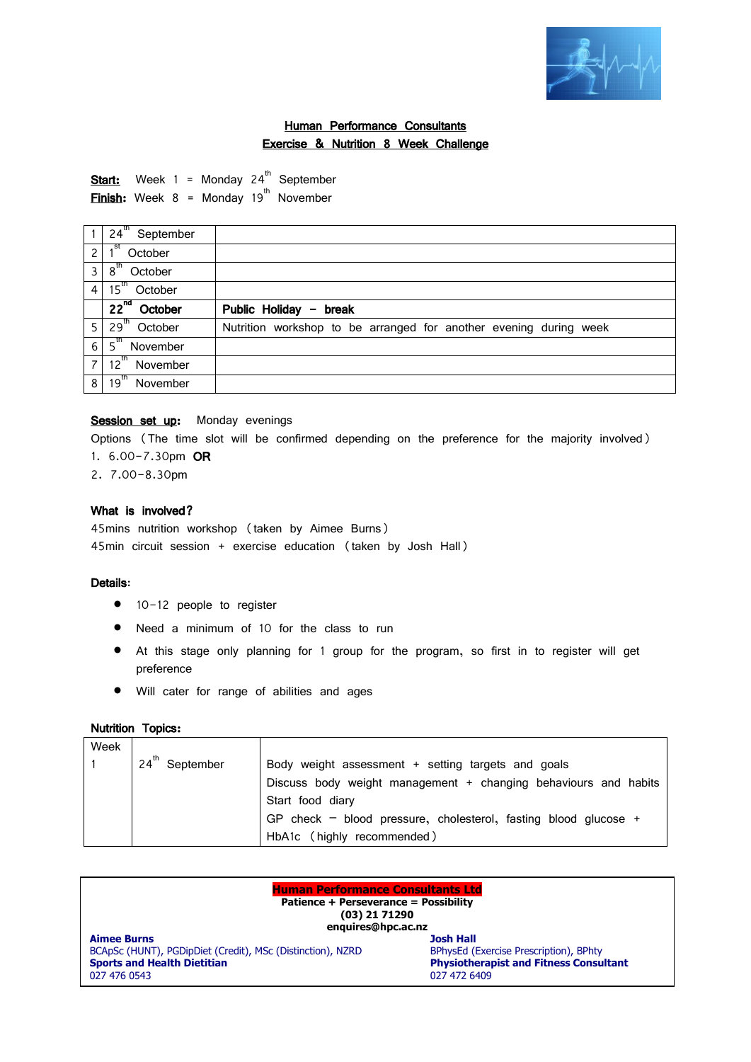## Human Performance Consultants
## Exercise & Nutrition 8 Week Challenge

**Start:** Week 1 = Monday 24th September
**Finish:** Week 8 = Monday 19th November

| | | |
|---|---|---|
| 1 | 24th September | |
| 2 | 1st October | |
| 3 | 8th October | |
| 4 | 15th October | |
| | **22nd October** | **Public Holiday – break** |
| 5 | 29th October | Nutrition workshop to be arranged for another evening during week |
| 6 | 5th November | |
| 7 | 12th November | |
| 8 | 19th November | |

**Session set up:** Monday evenings

Options (The time slot will be confirmed depending on the preference for the majority involved)

1. 6.00-7.30pm **OR**
2. 7.00-8.30pm

**What is involved?**

45mins nutrition workshop (taken by Aimee Burns)

45min circuit session + exercise education (taken by Josh Hall)

**Details:**

- 10-12 people to register
- Need a minimum of 10 for the class to run
- At this stage only planning for 1 group for the program, so first in to register will get preference
- Will cater for range of abilities and ages

**Nutrition Topics:**

| Week | | |
|---|---|---|
| 1 | 24th September | Body weight assessment + setting targets and goals<br>Discuss body weight management + changing behaviours and habits<br>Start food diary<br>GP check – blood pressure, cholesterol, fasting blood glucose + HbA1c (highly recommended) |

**Human Performance Consultants Ltd**
**Patience + Perseverance = Possibility**
**(03) 21 71290**
**enquires@hpc.ac.nz**

**Aimee Burns**
BCApSc (HUNT), PGDipDiet (Credit), MSc (Distinction), NZRD
**Sports and Health Dietitian**
027 476 0543

**Josh Hall**
BPhysEd (Exercise Prescription), BPhty
**Physiotherapist and Fitness Consultant**
027 472 6409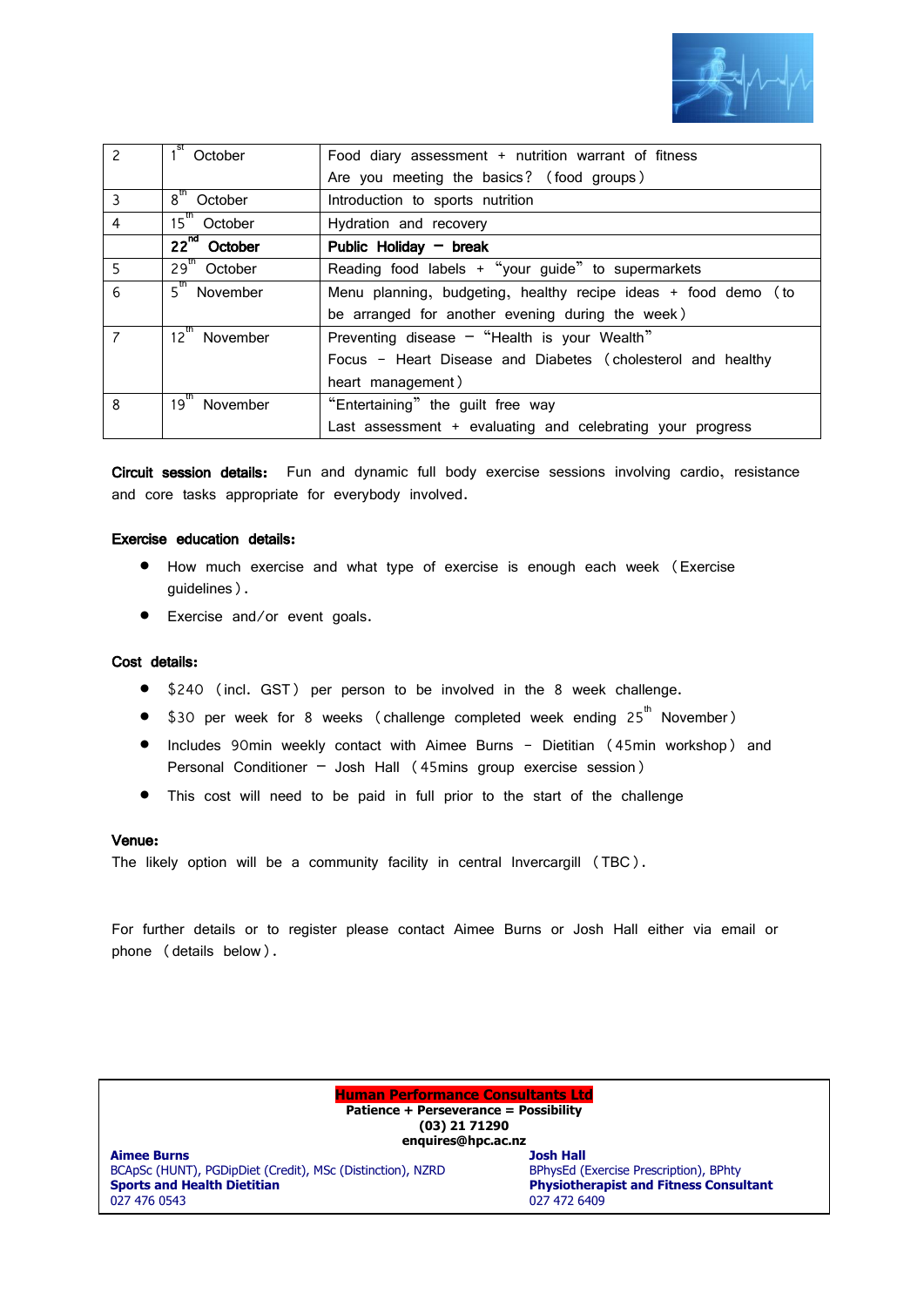| | | |
|---|---|---|
| 2 | 1st October | Food diary assessment + nutrition warrant of fitness<br>Are you meeting the basics? (food groups) |
| 3 | 8th October | Introduction to sports nutrition |
| 4 | 15th October | Hydration and recovery |
| | **22nd October** | **Public Holiday – break** |
| 5 | 29th October | Reading food labels + "your guide" to supermarkets |
| 6 | 5th November | Menu planning, budgeting, healthy recipe ideas + food demo (to be arranged for another evening during the week) |
| 7 | 12th November | Preventing disease – "Health is your Wealth"<br>Focus - Heart Disease and Diabetes (cholesterol and healthy heart management) |
| 8 | 19th November | "Entertaining" the guilt free way<br>Last assessment + evaluating and celebrating your progress |

**Circuit session details:** Fun and dynamic full body exercise sessions involving cardio, resistance and core tasks appropriate for everybody involved.

**Exercise education details:**

- How much exercise and what type of exercise is enough each week (Exercise guidelines).
- Exercise and/or event goals.

**Cost details:**

- $240 (incl. GST) per person to be involved in the 8 week challenge.
- $30 per week for 8 weeks (challenge completed week ending 25th November)
- Includes 90min weekly contact with Aimee Burns - Dietitian (45min workshop) and Personal Conditioner – Josh Hall (45mins group exercise session)
- This cost will need to be paid in full prior to the start of the challenge

**Venue:**

The likely option will be a community facility in central Invercargill (TBC).

For further details or to register please contact Aimee Burns or Josh Hall either via email or phone (details below).

**Human Performance Consultants Ltd**
**Patience + Perseverance = Possibility**
**(03) 21 71290**
**enquires@hpc.ac.nz**

**Aimee Burns**
BCApSc (HUNT), PGDipDiet (Credit), MSc (Distinction), NZRD
**Sports and Health Dietitian**
027 476 0543

**Josh Hall**
BPhysEd (Exercise Prescription), BPhty
**Physiotherapist and Fitness Consultant**
027 472 6409